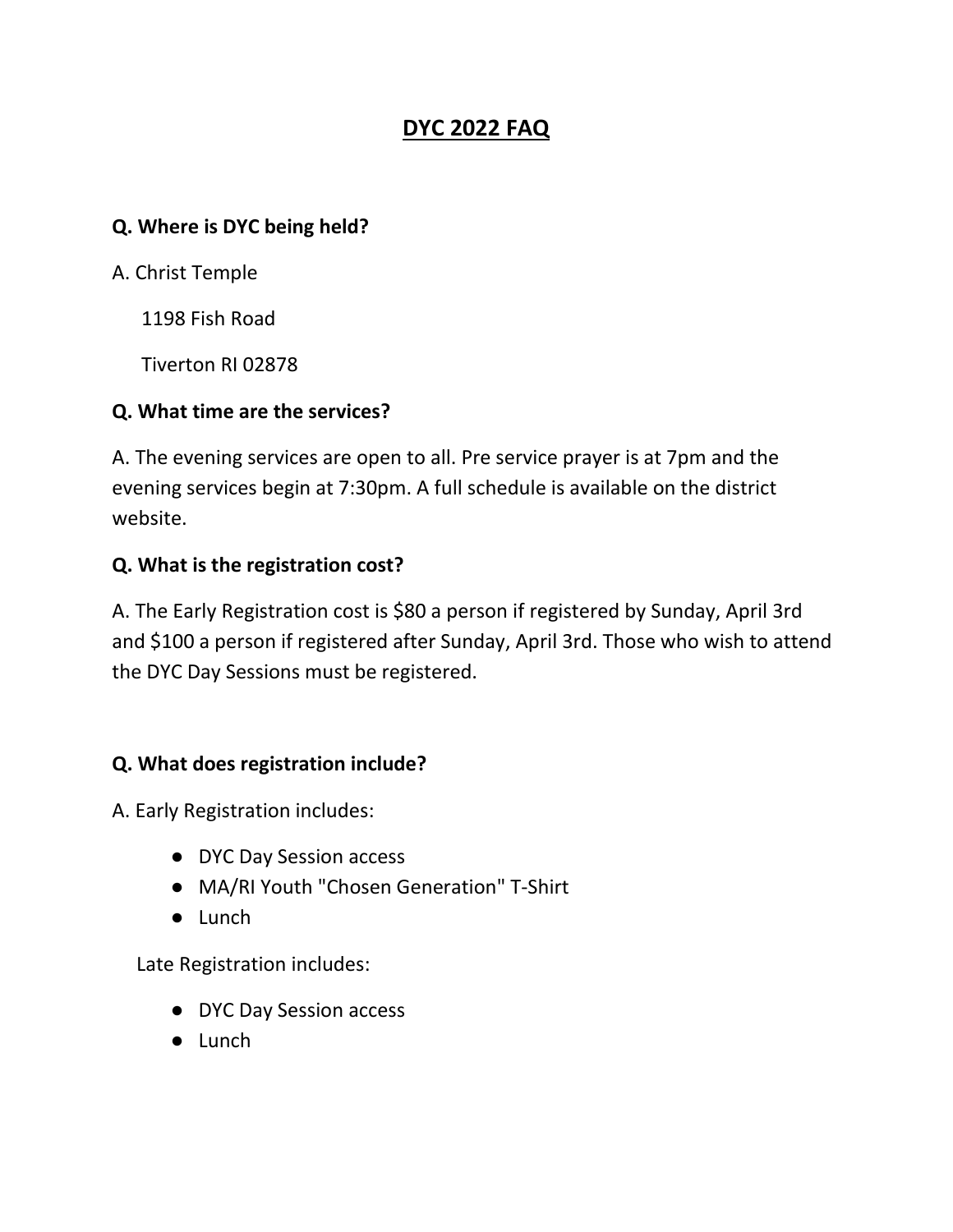# DYC 2022 FAQ

**Q. Where is DYC being held?**

A. Christ Temple

1198 Fish Road

Tiverton RI 02878

**Q. What time are the services?**

A. The evening services are open to all. Pre service prayer is at 7pm and the evening services begin at 7:30pm. A full schedule is available on the district website.

**Q. What is the registration cost?**

A. The Early Registration cost is $80 a person if registered by Sunday, April 3rd and $100 a person if registered after Sunday, April 3rd. Those who wish to attend the DYC Day Sessions must be registered.

**Q. What does registration include?**

A. Early Registration includes:

- DYC Day Session access
- MA/RI Youth "Chosen Generation" T-Shirt
- Lunch

Late Registration includes:

- DYC Day Session access
- Lunch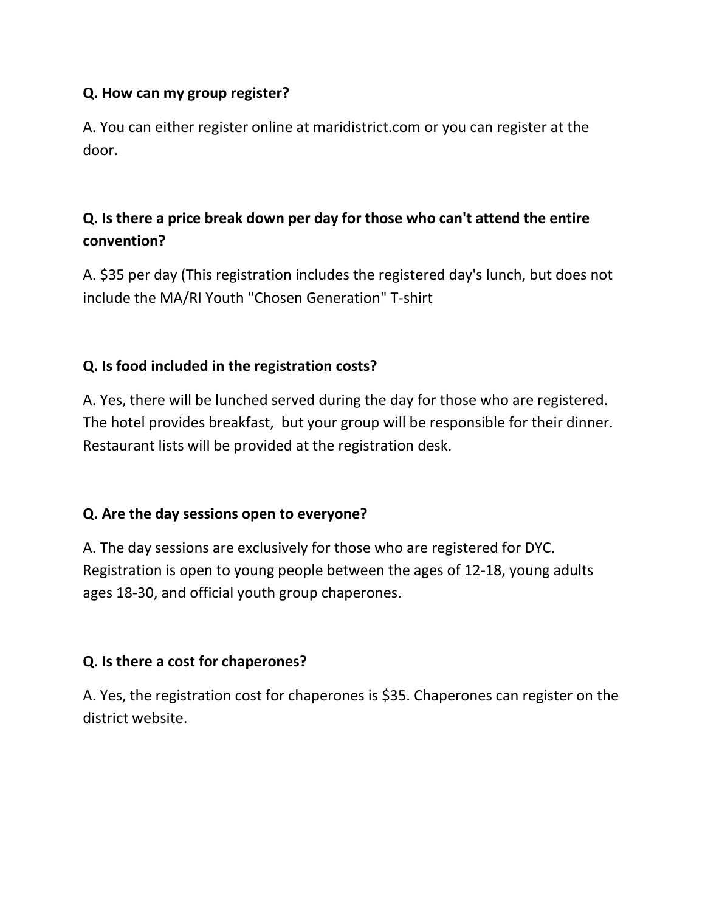**Q. How can my group register?**

A. You can either register online at maridistrict.com or you can register at the door.

**Q. Is there a price break down per day for those who can't attend the entire convention?**

A. $35 per day (This registration includes the registered day's lunch, but does not include the MA/RI Youth "Chosen Generation" T-shirt

**Q. Is food included in the registration costs?**

A. Yes, there will be lunched served during the day for those who are registered. The hotel provides breakfast, but your group will be responsible for their dinner. Restaurant lists will be provided at the registration desk.

**Q. Are the day sessions open to everyone?**

A. The day sessions are exclusively for those who are registered for DYC. Registration is open to young people between the ages of 12-18, young adults ages 18-30, and official youth group chaperones.

**Q. Is there a cost for chaperones?**

A. Yes, the registration cost for chaperones is $35. Chaperones can register on the district website.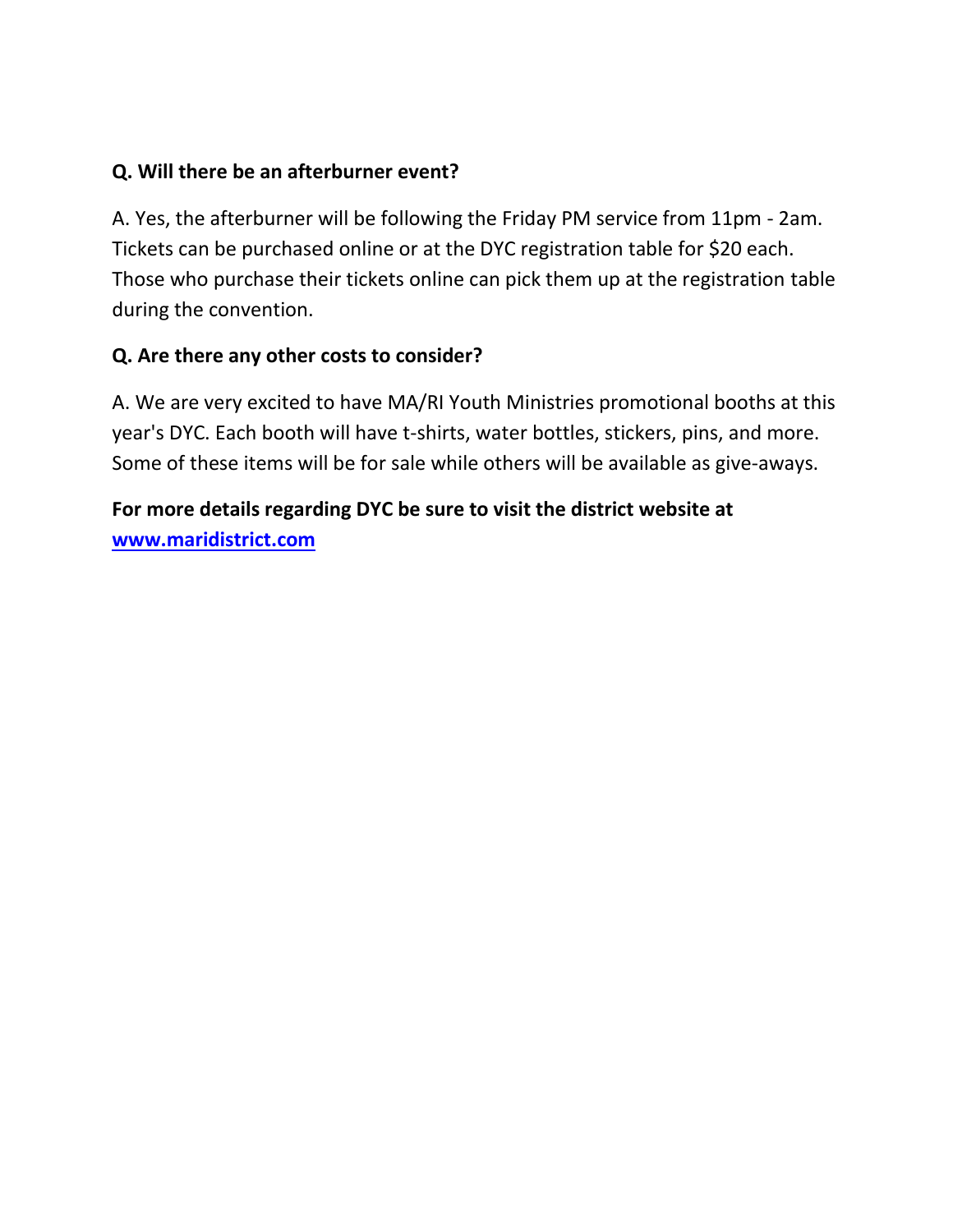**Q. Will there be an afterburner event?**

A. Yes, the afterburner will be following the Friday PM service from 11pm - 2am. Tickets can be purchased online or at the DYC registration table for $20 each. Those who purchase their tickets online can pick them up at the registration table during the convention.

**Q. Are there any other costs to consider?**

A. We are very excited to have MA/RI Youth Ministries promotional booths at this year's DYC. Each booth will have t-shirts, water bottles, stickers, pins, and more. Some of these items will be for sale while others will be available as give-aways.

**For more details regarding DYC be sure to visit the district website at [www.maridistrict.com](http://www.maridistrict.com)**